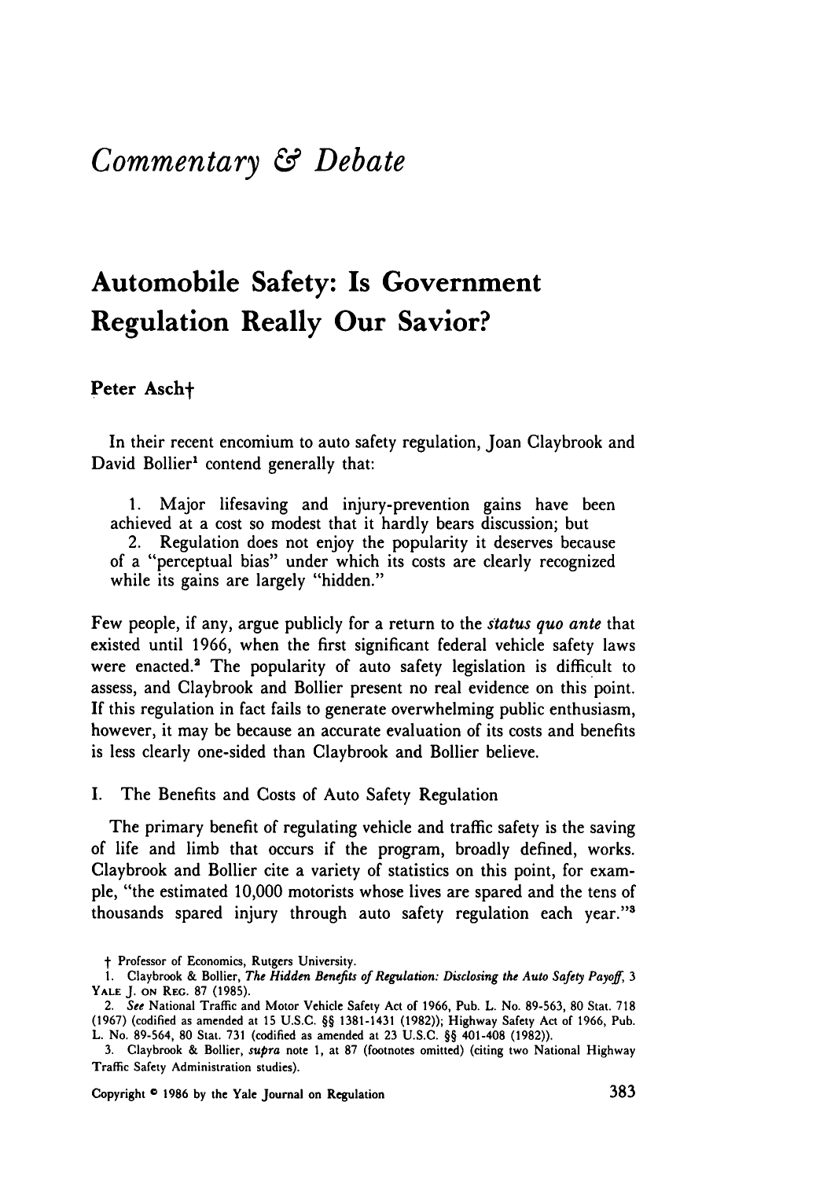# *Commentary & Debate*

## Automobile Safety: Is Government Regulation Really Our Savior?

**Peter Asch†**

In their recent encomium to auto safety regulation, Joan Claybrook and David Bollier[1] contend generally that:

1. Major lifesaving and injury-prevention gains have been achieved at a cost so modest that it hardly bears discussion; but
2. Regulation does not enjoy the popularity it deserves because of a "perceptual bias" under which its costs are clearly recognized while its gains are largely "hidden."

Few people, if any, argue publicly for a return to the *status quo ante* that existed until 1966, when the first significant federal vehicle safety laws were enacted.[2] The popularity of auto safety legislation is difficult to assess, and Claybrook and Bollier present no real evidence on this point. If this regulation in fact fails to generate overwhelming public enthusiasm, however, it may be because an accurate evaluation of its costs and benefits is less clearly one-sided than Claybrook and Bollier believe.

### I. The Benefits and Costs of Auto Safety Regulation

The primary benefit of regulating vehicle and traffic safety is the saving of life and limb that occurs if the program, broadly defined, works. Claybrook and Bollier cite a variety of statistics on this point, for example, "the estimated 10,000 motorists whose lives are spared and the tens of thousands spared injury through auto safety regulation each year."[3]

† Professor of Economics, Rutgers University.

1. Claybrook & Bollier, *The Hidden Benefits of Regulation: Disclosing the Auto Safety Payoff*, 3 YALE J. ON REG. 87 (1985).

2. *See* National Traffic and Motor Vehicle Safety Act of 1966, Pub. L. No. 89-563, 80 Stat. 718 (1967) (codified as amended at 15 U.S.C. §§ 1381-1431 (1982)); Highway Safety Act of 1966, Pub. L. No. 89-564, 80 Stat. 731 (codified as amended at 23 U.S.C. §§ 401-408 (1982)).

3. Claybrook & Bollier, *supra* note 1, at 87 (footnotes omitted) (citing two National Highway Traffic Safety Administration studies).

Copyright © 1986 by the Yale Journal on Regulation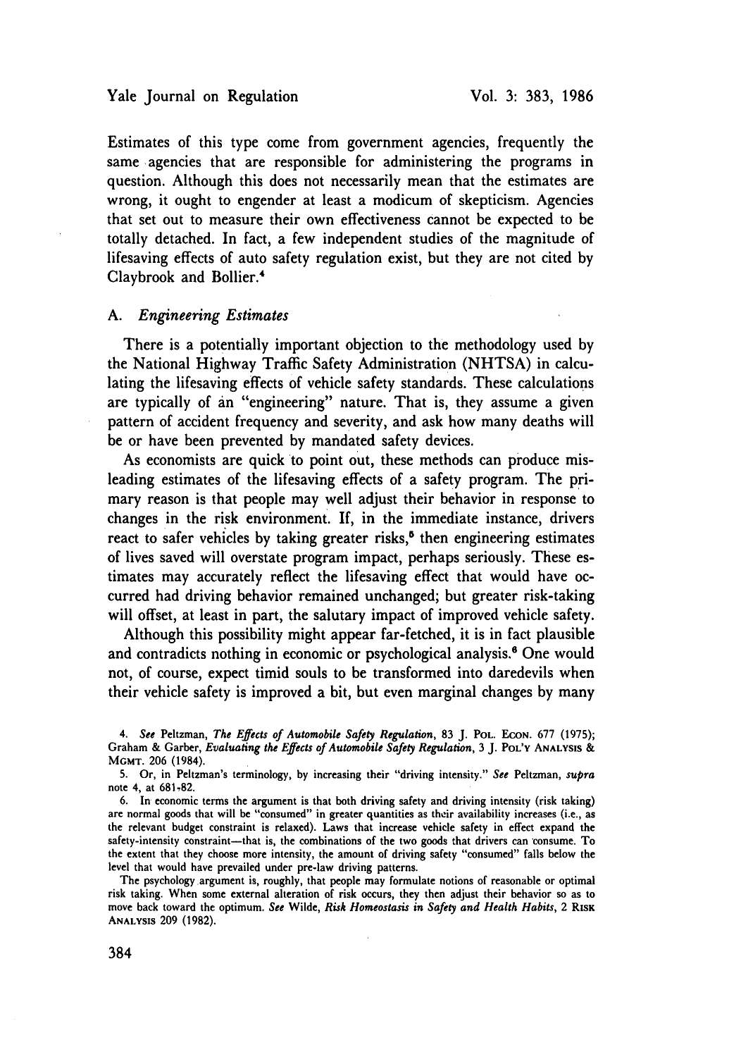Estimates of this type come from government agencies, frequently the same agencies that are responsible for administering the programs in question. Although this does not necessarily mean that the estimates are wrong, it ought to engender at least a modicum of skepticism. Agencies that set out to measure their own effectiveness cannot be expected to be totally detached. In fact, a few independent studies of the magnitude of lifesaving effects of auto safety regulation exist, but they are not cited by Claybrook and Bollier.[4]

### A. *Engineering Estimates*

There is a potentially important objection to the methodology used by the National Highway Traffic Safety Administration (NHTSA) in calculating the lifesaving effects of vehicle safety standards. These calculations are typically of an "engineering" nature. That is, they assume a given pattern of accident frequency and severity, and ask how many deaths will be or have been prevented by mandated safety devices.

As economists are quick to point out, these methods can produce misleading estimates of the lifesaving effects of a safety program. The primary reason is that people may well adjust their behavior in response to changes in the risk environment. If, in the immediate instance, drivers react to safer vehicles by taking greater risks,[5] then engineering estimates of lives saved will overstate program impact, perhaps seriously. These estimates may accurately reflect the lifesaving effect that would have occurred had driving behavior remained unchanged; but greater risk-taking will offset, at least in part, the salutary impact of improved vehicle safety.

Although this possibility might appear far-fetched, it is in fact plausible and contradicts nothing in economic or psychological analysis.[6] One would not, of course, expect timid souls to be transformed into daredevils when their vehicle safety is improved a bit, but even marginal changes by many

---

4. *See* Peltzman, *The Effects of Automobile Safety Regulation*, 83 J. POL. ECON. 677 (1975); Graham & Garber, *Evaluating the Effects of Automobile Safety Regulation*, 3 J. POL'Y ANALYSIS & MGMT. 206 (1984).

5. Or, in Peltzman's terminology, by increasing their "driving intensity." *See* Peltzman, *supra* note 4, at 681-82.

6. In economic terms the argument is that both driving safety and driving intensity (risk taking) are normal goods that will be "consumed" in greater quantities as their availability increases (i.e., as the relevant budget constraint is relaxed). Laws that increase vehicle safety in effect expand the safety-intensity constraint—that is, the combinations of the two goods that drivers can consume. To the extent that they choose more intensity, the amount of driving safety "consumed" falls below the level that would have prevailed under pre-law driving patterns.

The psychology argument is, roughly, that people may formulate notions of reasonable or optimal risk taking. When some external alteration of risk occurs, they then adjust their behavior so as to move back toward the optimum. *See* Wilde, *Risk Homeostasis in Safety and Health Habits*, 2 RISK ANALYSIS 209 (1982).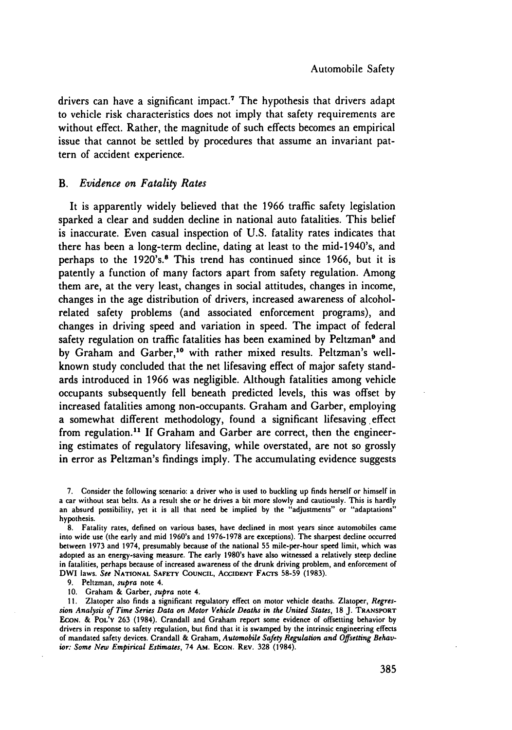drivers can have a significant impact.[7] The hypothesis that drivers adapt to vehicle risk characteristics does not imply that safety requirements are without effect. Rather, the magnitude of such effects becomes an empirical issue that cannot be settled by procedures that assume an invariant pattern of accident experience.

### B. *Evidence on Fatality Rates*

It is apparently widely believed that the 1966 traffic safety legislation sparked a clear and sudden decline in national auto fatalities. This belief is inaccurate. Even casual inspection of U.S. fatality rates indicates that there has been a long-term decline, dating at least to the mid-1940's, and perhaps to the 1920's.[8] This trend has continued since 1966, but it is patently a function of many factors apart from safety regulation. Among them are, at the very least, changes in social attitudes, changes in income, changes in the age distribution of drivers, increased awareness of alcohol-related safety problems (and associated enforcement programs), and changes in driving speed and variation in speed. The impact of federal safety regulation on traffic fatalities has been examined by Peltzman[9] and by Graham and Garber,[10] with rather mixed results. Peltzman's well-known study concluded that the net lifesaving effect of major safety standards introduced in 1966 was negligible. Although fatalities among vehicle occupants subsequently fell beneath predicted levels, this was offset by increased fatalities among non-occupants. Graham and Garber, employing a somewhat different methodology, found a significant lifesaving effect from regulation.[11] If Graham and Garber are correct, then the engineering estimates of regulatory lifesaving, while overstated, are not so grossly in error as Peltzman's findings imply. The accumulating evidence suggests

7. Consider the following scenario: a driver who is used to buckling up finds herself or himself in a car without seat belts. As a result she or he drives a bit more slowly and cautiously. This is hardly an absurd possibility, yet it is all that need be implied by the "adjustments" or "adaptations" hypothesis.

8. Fatality rates, defined on various bases, have declined in most years since automobiles came into wide use (the early and mid 1960's and 1976-1978 are exceptions). The sharpest decline occurred between 1973 and 1974, presumably because of the national 55 mile-per-hour speed limit, which was adopted as an energy-saving measure. The early 1980's have also witnessed a relatively steep decline in fatalities, perhaps because of increased awareness of the drunk driving problem, and enforcement of DWI laws. *See* NATIONAL SAFETY COUNCIL, ACCIDENT FACTS 58-59 (1983).

9. Peltzman, *supra* note 4.

10. Graham & Garber, *supra* note 4.

11. Zlatoper also finds a significant regulatory effect on motor vehicle deaths. Zlatoper, *Regression Analysis of Time Series Data on Motor Vehicle Deaths in the United States*, 18 J. TRANSPORT ECON. & POL'Y 263 (1984). Crandall and Graham report some evidence of offsetting behavior by drivers in response to safety regulation, but find that it is swamped by the intrinsic engineering effects of mandated safety devices. Crandall & Graham, *Automobile Safety Regulation and Offsetting Behavior: Some New Empirical Estimates*, 74 AM. ECON. REV. 328 (1984).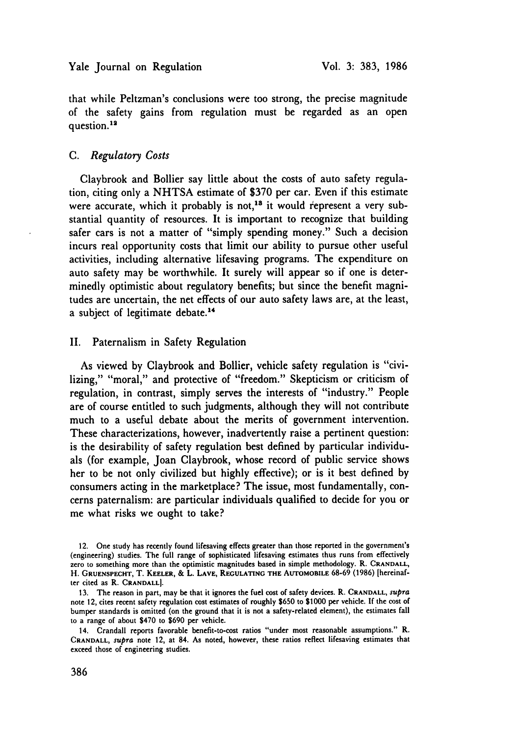that while Peltzman's conclusions were too strong, the precise magnitude of the safety gains from regulation must be regarded as an open question.[12]

### C. *Regulatory Costs*

Claybrook and Bollier say little about the costs of auto safety regulation, citing only a NHTSA estimate of $370 per car. Even if this estimate were accurate, which it probably is not,[13] it would represent a very substantial quantity of resources. It is important to recognize that building safer cars is not a matter of "simply spending money." Such a decision incurs real opportunity costs that limit our ability to pursue other useful activities, including alternative lifesaving programs. The expenditure on auto safety may be worthwhile. It surely will appear so if one is determinedly optimistic about regulatory benefits; but since the benefit magnitudes are uncertain, the net effects of our auto safety laws are, at the least, a subject of legitimate debate.[14]

## II. Paternalism in Safety Regulation

As viewed by Claybrook and Bollier, vehicle safety regulation is "civilizing," "moral," and protective of "freedom." Skepticism or criticism of regulation, in contrast, simply serves the interests of "industry." People are of course entitled to such judgments, although they will not contribute much to a useful debate about the merits of government intervention. These characterizations, however, inadvertently raise a pertinent question: is the desirability of safety regulation best defined by particular individuals (for example, Joan Claybrook, whose record of public service shows her to be not only civilized but highly effective); or is it best defined by consumers acting in the marketplace? The issue, most fundamentally, concerns paternalism: are particular individuals qualified to decide for you or me what risks we ought to take?

---

12. One study has recently found lifesaving effects greater than those reported in the government's (engineering) studies. The full range of sophisticated lifesaving estimates thus runs from effectively zero to something more than the optimistic magnitudes based in simple methodology. R. CRANDALL, H. GRUENSPECHT, T. KEELER, & L. LAVE, REGULATING THE AUTOMOBILE 68-69 (1986) [hereinafter cited as R. CRANDALL].

13. The reason in part, may be that it ignores the fuel cost of safety devices. R. CRANDALL, *supra* note 12, cites recent safety regulation cost estimates of roughly $650 to $1000 per vehicle. If the cost of bumper standards is omitted (on the ground that it is not a safety-related element), the estimates fall to a range of about $470 to $690 per vehicle.

14. Crandall reports favorable benefit-to-cost ratios "under most reasonable assumptions." R. CRANDALL, *supra* note 12, at 84. As noted, however, these ratios reflect lifesaving estimates that exceed those of engineering studies.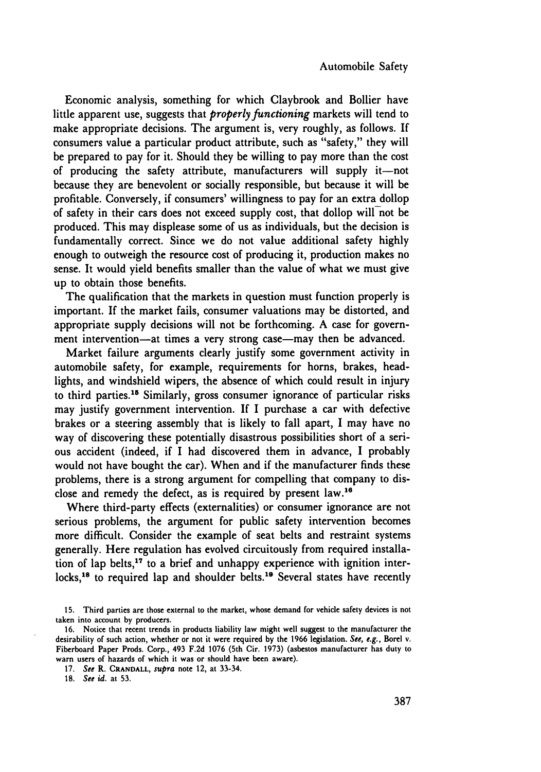Economic analysis, something for which Claybrook and Bollier have little apparent use, suggests that *properly functioning* markets will tend to make appropriate decisions. The argument is, very roughly, as follows. If consumers value a particular product attribute, such as "safety," they will be prepared to pay for it. Should they be willing to pay more than the cost of producing the safety attribute, manufacturers will supply it—not because they are benevolent or socially responsible, but because it will be profitable. Conversely, if consumers' willingness to pay for an extra dollop of safety in their cars does not exceed supply cost, that dollop will not be produced. This may displease some of us as individuals, but the decision is fundamentally correct. Since we do not value additional safety highly enough to outweigh the resource cost of producing it, production makes no sense. It would yield benefits smaller than the value of what we must give up to obtain those benefits.

The qualification that the markets in question must function properly is important. If the market fails, consumer valuations may be distorted, and appropriate supply decisions will not be forthcoming. A case for government intervention—at times a very strong case—may then be advanced.

Market failure arguments clearly justify some government activity in automobile safety, for example, requirements for horns, brakes, headlights, and windshield wipers, the absence of which could result in injury to third parties.[15] Similarly, gross consumer ignorance of particular risks may justify government intervention. If I purchase a car with defective brakes or a steering assembly that is likely to fall apart, I may have no way of discovering these potentially disastrous possibilities short of a serious accident (indeed, if I had discovered them in advance, I probably would not have bought the car). When and if the manufacturer finds these problems, there is a strong argument for compelling that company to disclose and remedy the defect, as is required by present law.[16]

Where third-party effects (externalities) or consumer ignorance are not serious problems, the argument for public safety intervention becomes more difficult. Consider the example of seat belts and restraint systems generally. Here regulation has evolved circuitously from required installation of lap belts,[17] to a brief and unhappy experience with ignition interlocks,[18] to required lap and shoulder belts.[19] Several states have recently

15. Third parties are those external to the market, whose demand for vehicle safety devices is not taken into account by producers.

16. Notice that recent trends in products liability law might well suggest to the manufacturer the desirability of such action, whether or not it were required by the 1966 legislation. *See, e.g.*, Borel v. Fiberboard Paper Prods. Corp., 493 F.2d 1076 (5th Cir. 1973) (asbestos manufacturer has duty to warn users of hazards of which it was or should have been aware).

17. *See* R. CRANDALL, *supra* note 12, at 33-34.

18. *See id.* at 53.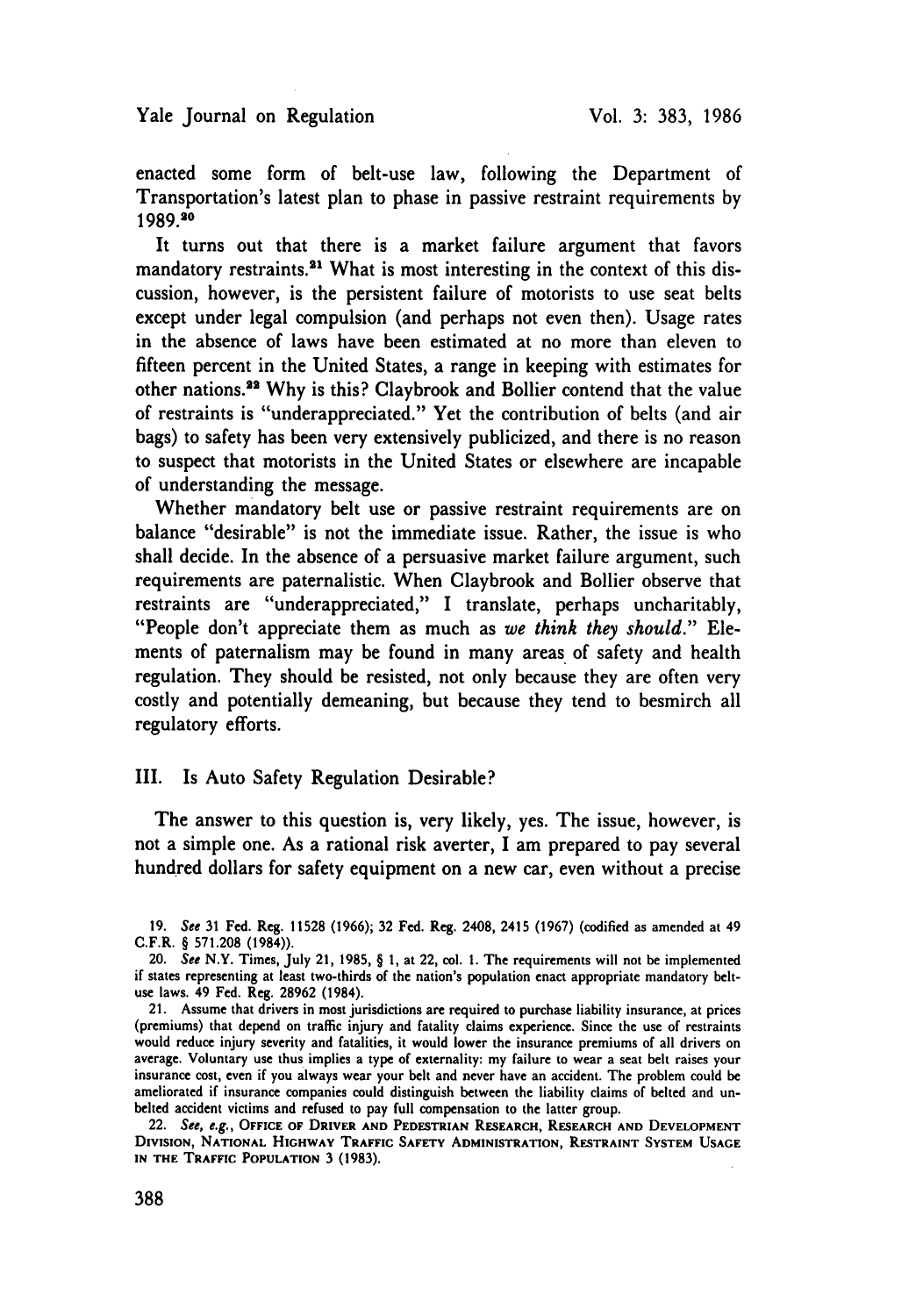enacted some form of belt-use law, following the Department of Transportation's latest plan to phase in passive restraint requirements by 1989.[20]

It turns out that there is a market failure argument that favors mandatory restraints.[21] What is most interesting in the context of this discussion, however, is the persistent failure of motorists to use seat belts except under legal compulsion (and perhaps not even then). Usage rates in the absence of laws have been estimated at no more than eleven to fifteen percent in the United States, a range in keeping with estimates for other nations.[22] Why is this? Claybrook and Bollier contend that the value of restraints is "underappreciated." Yet the contribution of belts (and air bags) to safety has been very extensively publicized, and there is no reason to suspect that motorists in the United States or elsewhere are incapable of understanding the message.

Whether mandatory belt use or passive restraint requirements are on balance "desirable" is not the immediate issue. Rather, the issue is who shall decide. In the absence of a persuasive market failure argument, such requirements are paternalistic. When Claybrook and Bollier observe that restraints are "underappreciated," I translate, perhaps uncharitably, "People don't appreciate them as much as *we think they should.*" Elements of paternalism may be found in many areas of safety and health regulation. They should be resisted, not only because they are often very costly and potentially demeaning, but because they tend to besmirch all regulatory efforts.

## III. Is Auto Safety Regulation Desirable?

The answer to this question is, very likely, yes. The issue, however, is not a simple one. As a rational risk averter, I am prepared to pay several hundred dollars for safety equipment on a new car, even without a precise

---

19. *See* 31 Fed. Reg. 11528 (1966); 32 Fed. Reg. 2408, 2415 (1967) (codified as amended at 49 C.F.R. § 571.208 (1984)).

20. *See* N.Y. Times, July 21, 1985, § 1, at 22, col. 1. The requirements will not be implemented if states representing at least two-thirds of the nation's population enact appropriate mandatory belt-use laws. 49 Fed. Reg. 28962 (1984).

21. Assume that drivers in most jurisdictions are required to purchase liability insurance, at prices (premiums) that depend on traffic injury and fatality claims experience. Since the use of restraints would reduce injury severity and fatalities, it would lower the insurance premiums of all drivers on average. Voluntary use thus implies a type of externality: my failure to wear a seat belt raises your insurance cost, even if you always wear your belt and never have an accident. The problem could be ameliorated if insurance companies could distinguish between the liability claims of belted and unbelted accident victims and refused to pay full compensation to the latter group.

22. *See, e.g.*, OFFICE OF DRIVER AND PEDESTRIAN RESEARCH, RESEARCH AND DEVELOPMENT DIVISION, NATIONAL HIGHWAY TRAFFIC SAFETY ADMINISTRATION, RESTRAINT SYSTEM USAGE IN THE TRAFFIC POPULATION 3 (1983).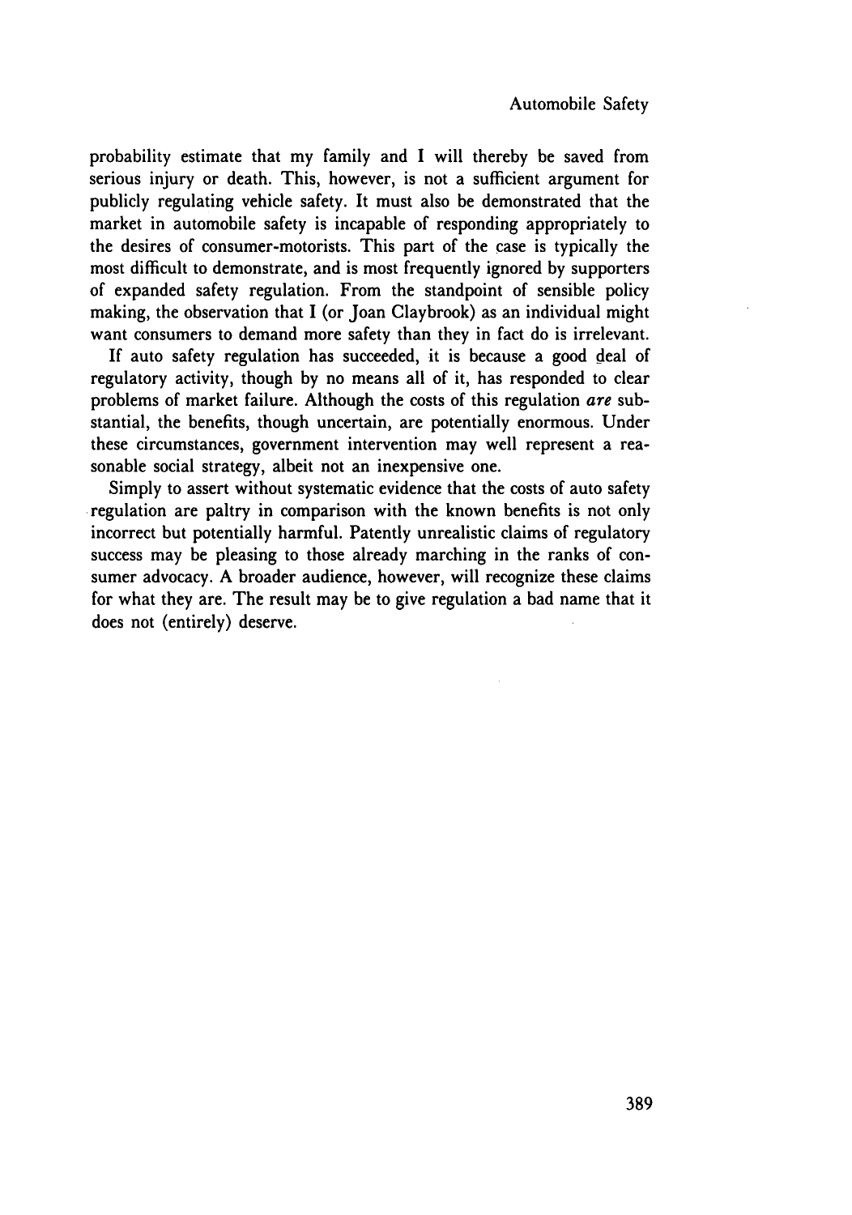probability estimate that my family and I will thereby be saved from serious injury or death. This, however, is not a sufficient argument for publicly regulating vehicle safety. It must also be demonstrated that the market in automobile safety is incapable of responding appropriately to the desires of consumer-motorists. This part of the case is typically the most difficult to demonstrate, and is most frequently ignored by supporters of expanded safety regulation. From the standpoint of sensible policy making, the observation that I (or Joan Claybrook) as an individual might want consumers to demand more safety than they in fact do is irrelevant.

If auto safety regulation has succeeded, it is because a good deal of regulatory activity, though by no means all of it, has responded to clear problems of market failure. Although the costs of this regulation *are* substantial, the benefits, though uncertain, are potentially enormous. Under these circumstances, government intervention may well represent a reasonable social strategy, albeit not an inexpensive one.

Simply to assert without systematic evidence that the costs of auto safety regulation are paltry in comparison with the known benefits is not only incorrect but potentially harmful. Patently unrealistic claims of regulatory success may be pleasing to those already marching in the ranks of consumer advocacy. A broader audience, however, will recognize these claims for what they are. The result may be to give regulation a bad name that it does not (entirely) deserve.